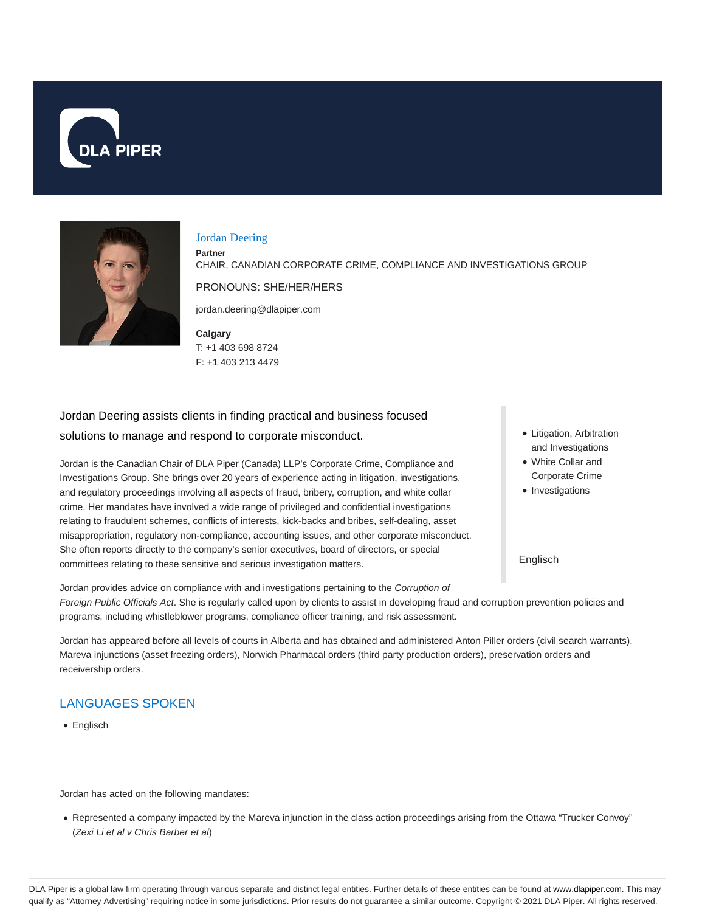DLA PIPER

# Jordan Deering

**Partner**

CHAIR, CANADIAN CORPORATE CRIME, COMPLIANCE AND INVESTIGATIONS GROUP

PRONOUNS: SHE/HER/HERS

jordan.deering@dlapiper.com

**Calgary**

T: +1 403 698 8724

F: +1 403 213 4479

- Litigation, Arbitration and Investigations
- White Collar and Corporate Crime
- Investigations

Englisch

Jordan Deering assists clients in finding practical and business focused solutions to manage and respond to corporate misconduct.

Jordan is the Canadian Chair of DLA Piper (Canada) LLP's Corporate Crime, Compliance and Investigations Group. She brings over 20 years of experience acting in litigation, investigations, and regulatory proceedings involving all aspects of fraud, bribery, corruption, and white collar crime. Her mandates have involved a wide range of privileged and confidential investigations relating to fraudulent schemes, conflicts of interests, kick-backs and bribes, self-dealing, asset misappropriation, regulatory non-compliance, accounting issues, and other corporate misconduct. She often reports directly to the company's senior executives, board of directors, or special committees relating to these sensitive and serious investigation matters.

Jordan provides advice on compliance with and investigations pertaining to the *Corruption of Foreign Public Officials Act*. She is regularly called upon by clients to assist in developing fraud and corruption prevention policies and programs, including whistleblower programs, compliance officer training, and risk assessment.

Jordan has appeared before all levels of courts in Alberta and has obtained and administered Anton Piller orders (civil search warrants), Mareva injunctions (asset freezing orders), Norwich Pharmacal orders (third party production orders), preservation orders and receivership orders.

## LANGUAGES SPOKEN

- Englisch

---

Jordan has acted on the following mandates:

- Represented a company impacted by the Mareva injunction in the class action proceedings arising from the Ottawa "Trucker Convoy" (*Zexi Li et al v Chris Barber et al*)

DLA Piper is a global law firm operating through various separate and distinct legal entities. Further details of these entities can be found at www.dlapiper.com. This may qualify as "Attorney Advertising" requiring notice in some jurisdictions. Prior results do not guarantee a similar outcome. Copyright © 2021 DLA Piper. All rights reserved.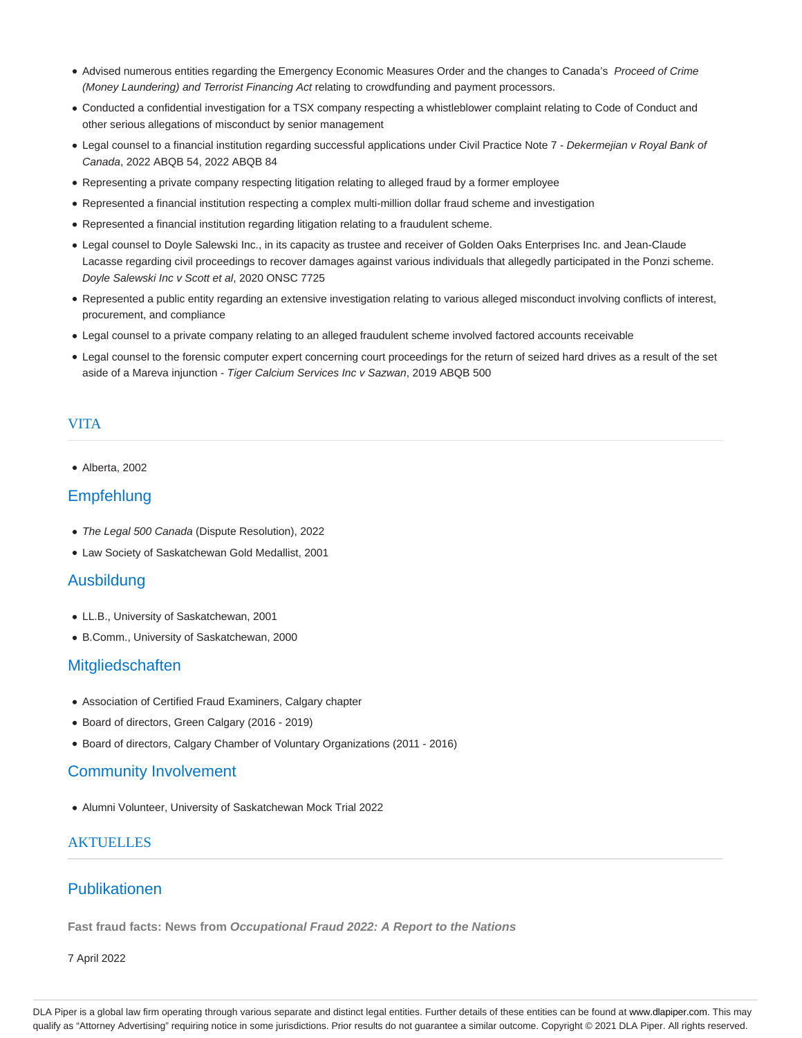- Advised numerous entities regarding the Emergency Economic Measures Order and the changes to Canada's *Proceed of Crime (Money Laundering) and Terrorist Financing Act* relating to crowdfunding and payment processors.
- Conducted a confidential investigation for a TSX company respecting a whistleblower complaint relating to Code of Conduct and other serious allegations of misconduct by senior management
- Legal counsel to a financial institution regarding successful applications under Civil Practice Note 7 - *Dekermejian v Royal Bank of Canada*, 2022 ABQB 54, 2022 ABQB 84
- Representing a private company respecting litigation relating to alleged fraud by a former employee
- Represented a financial institution respecting a complex multi-million dollar fraud scheme and investigation
- Represented a financial institution regarding litigation relating to a fraudulent scheme.
- Legal counsel to Doyle Salewski Inc., in its capacity as trustee and receiver of Golden Oaks Enterprises Inc. and Jean-Claude Lacasse regarding civil proceedings to recover damages against various individuals that allegedly participated in the Ponzi scheme. *Doyle Salewski Inc v Scott et al*, 2020 ONSC 7725
- Represented a public entity regarding an extensive investigation relating to various alleged misconduct involving conflicts of interest, procurement, and compliance
- Legal counsel to a private company relating to an alleged fraudulent scheme involved factored accounts receivable
- Legal counsel to the forensic computer expert concerning court proceedings for the return of seized hard drives as a result of the set aside of a Mareva injunction - *Tiger Calcium Services Inc v Sazwan*, 2019 ABQB 500

## VITA

- Alberta, 2002

### Empfehlung

- *The Legal 500 Canada* (Dispute Resolution), 2022
- Law Society of Saskatchewan Gold Medallist, 2001

### Ausbildung

- LL.B., University of Saskatchewan, 2001
- B.Comm., University of Saskatchewan, 2000

### Mitgliedschaften

- Association of Certified Fraud Examiners, Calgary chapter
- Board of directors, Green Calgary (2016 - 2019)
- Board of directors, Calgary Chamber of Voluntary Organizations (2011 - 2016)

### Community Involvement

- Alumni Volunteer, University of Saskatchewan Mock Trial 2022

## AKTUELLES

### Publikationen

**Fast fraud facts: News from *Occupational Fraud 2022: A Report to the Nations***

7 April 2022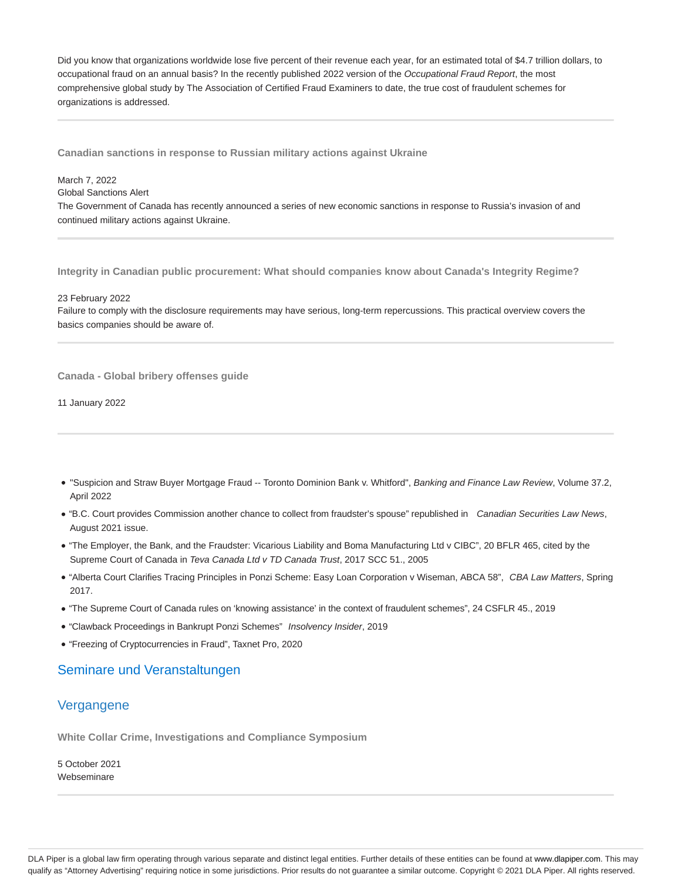Did you know that organizations worldwide lose five percent of their revenue each year, for an estimated total of $4.7 trillion dollars, to occupational fraud on an annual basis? In the recently published 2022 version of the *Occupational Fraud Report*, the most comprehensive global study by The Association of Certified Fraud Examiners to date, the true cost of fraudulent schemes for organizations is addressed.

---

**Canadian sanctions in response to Russian military actions against Ukraine**

March 7, 2022
Global Sanctions Alert
The Government of Canada has recently announced a series of new economic sanctions in response to Russia's invasion of and continued military actions against Ukraine.

---

**Integrity in Canadian public procurement: What should companies know about Canada's Integrity Regime?**

23 February 2022
Failure to comply with the disclosure requirements may have serious, long-term repercussions. This practical overview covers the basics companies should be aware of.

---

**Canada - Global bribery offenses guide**

11 January 2022

---

- "Suspicion and Straw Buyer Mortgage Fraud -- Toronto Dominion Bank v. Whitford", *Banking and Finance Law Review*, Volume 37.2, April 2022
- "B.C. Court provides Commission another chance to collect from fraudster's spouse" republished in *Canadian Securities Law News*, August 2021 issue.
- "The Employer, the Bank, and the Fraudster: Vicarious Liability and Boma Manufacturing Ltd v CIBC", 20 BFLR 465, cited by the Supreme Court of Canada in *Teva Canada Ltd v TD Canada Trust*, 2017 SCC 51., 2005
- "Alberta Court Clarifies Tracing Principles in Ponzi Scheme: Easy Loan Corporation v Wiseman, ABCA 58", *CBA Law Matters*, Spring 2017.
- "The Supreme Court of Canada rules on 'knowing assistance' in the context of fraudulent schemes", 24 CSFLR 45., 2019
- "Clawback Proceedings in Bankrupt Ponzi Schemes" *Insolvency Insider*, 2019
- "Freezing of Cryptocurrencies in Fraud", Taxnet Pro, 2020

## Seminare und Veranstaltungen

## Vergangene

**White Collar Crime, Investigations and Compliance Symposium**

5 October 2021
Webseminare

---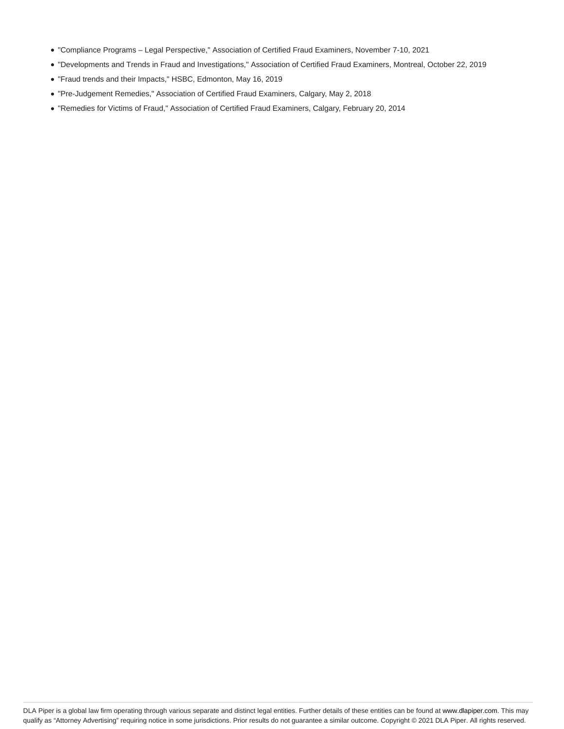- "Compliance Programs – Legal Perspective," Association of Certified Fraud Examiners, November 7-10, 2021
- "Developments and Trends in Fraud and Investigations," Association of Certified Fraud Examiners, Montreal, October 22, 2019
- "Fraud trends and their Impacts," HSBC, Edmonton, May 16, 2019
- "Pre-Judgement Remedies," Association of Certified Fraud Examiners, Calgary, May 2, 2018
- "Remedies for Victims of Fraud," Association of Certified Fraud Examiners, Calgary, February 20, 2014

DLA Piper is a global law firm operating through various separate and distinct legal entities. Further details of these entities can be found at www.dlapiper.com. This may qualify as "Attorney Advertising" requiring notice in some jurisdictions. Prior results do not guarantee a similar outcome. Copyright © 2021 DLA Piper. All rights reserved.